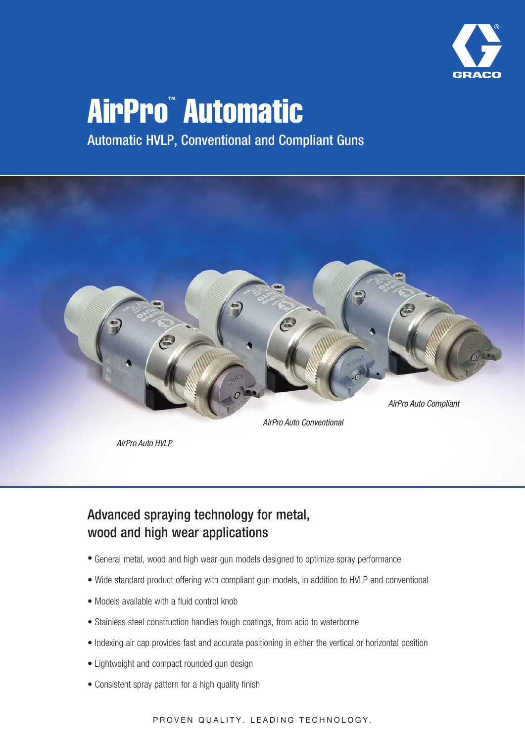# AirPro™ Automatic

Automatic HVLP, Conventional and Compliant Guns

*AirPro Auto Compliant*

*AirPro Auto Conventional*

*AirPro Auto HVLP*

## Advanced spraying technology for metal, wood and high wear applications

- General metal, wood and high wear gun models designed to optimize spray performance
- Wide standard product offering with compliant gun models, in addition to HVLP and conventional
- Models available with a fluid control knob
- Stainless steel construction handles tough coatings, from acid to waterborne
- Indexing air cap provides fast and accurate positioning in either the vertical or horizontal position
- Lightweight and compact rounded gun design
- Consistent spray pattern for a high quality finish

PROVEN QUALITY. LEADING TECHNOLOGY.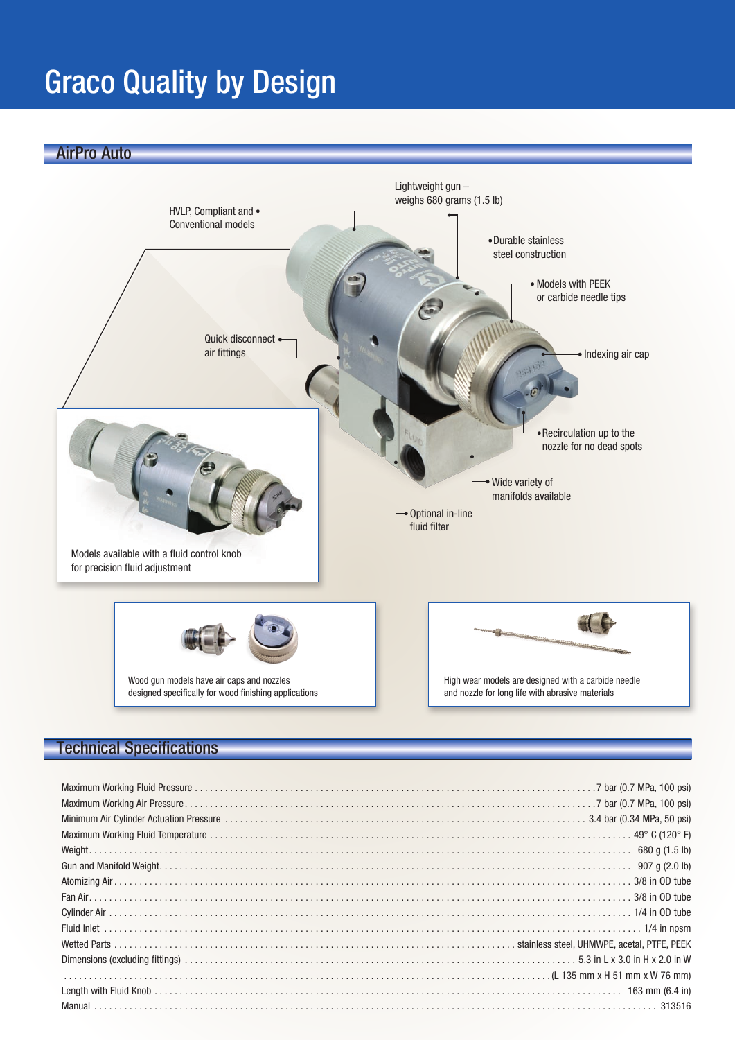# Graco Quality by Design

## AirPro Auto

- HVLP, Compliant and Conventional models
- Lightweight gun – weighs 680 grams (1.5 lb)
- Durable stainless steel construction
- Models with PEEK or carbide needle tips
- Quick disconnect air fittings
- Indexing air cap
- Recirculation up to the nozzle for no dead spots
- Wide variety of manifolds available
- Optional in-line fluid filter

Models available with a fluid control knob for precision fluid adjustment

Wood gun models have air caps and nozzles designed specifically for wood finishing applications

High wear models are designed with a carbide needle and nozzle for long life with abrasive materials

## Technical Specifications

| Specification | Value |
|---|---|
| Maximum Working Fluid Pressure | 7 bar (0.7 MPa, 100 psi) |
| Maximum Working Air Pressure | 7 bar (0.7 MPa, 100 psi) |
| Minimum Air Cylinder Actuation Pressure | 3.4 bar (0.34 MPa, 50 psi) |
| Maximum Working Fluid Temperature | 49° C (120° F) |
| Weight | 680 g (1.5 lb) |
| Gun and Manifold Weight | 907 g (2.0 lb) |
| Atomizing Air | 3/8 in OD tube |
| Fan Air | 3/8 in OD tube |
| Cylinder Air | 1/4 in OD tube |
| Fluid Inlet | 1/4 in npsm |
| Wetted Parts | stainless steel, UHMWPE, acetal, PTFE, PEEK |
| Dimensions (excluding fittings) | 5.3 in L x 3.0 in H x 2.0 in W |
| | (L 135 mm x H 51 mm x W 76 mm) |
| Length with Fluid Knob | 163 mm (6.4 in) |
| Manual | 313516 |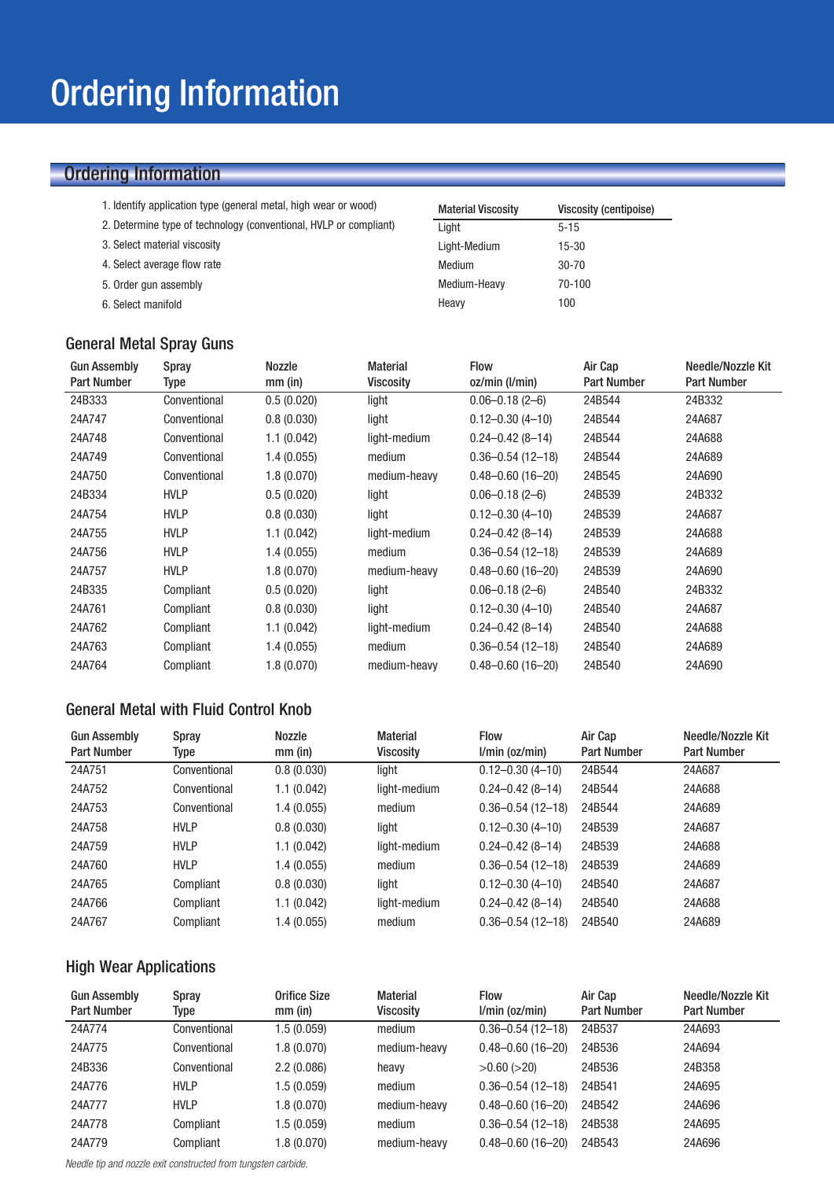# Ordering Information

## Ordering Information

1. Identify application type (general metal, high wear or wood)
2. Determine type of technology (conventional, HVLP or compliant)
3. Select material viscosity
4. Select average flow rate
5. Order gun assembly
6. Select manifold

| Material Viscosity | Viscosity (centipoise) |
|---|---|
| Light | 5-15 |
| Light-Medium | 15-30 |
| Medium | 30-70 |
| Medium-Heavy | 70-100 |
| Heavy | 100 |

### General Metal Spray Guns

| Gun Assembly Part Number | Spray Type | Nozzle mm (in) | Material Viscosity | Flow oz/min (l/min) | Air Cap Part Number | Needle/Nozzle Kit Part Number |
|---|---|---|---|---|---|---|
| 24B333 | Conventional | 0.5 (0.020) | light | 0.06–0.18 (2–6) | 24B544 | 24B332 |
| 24A747 | Conventional | 0.8 (0.030) | light | 0.12–0.30 (4–10) | 24B544 | 24A687 |
| 24A748 | Conventional | 1.1 (0.042) | light-medium | 0.24–0.42 (8–14) | 24B544 | 24A688 |
| 24A749 | Conventional | 1.4 (0.055) | medium | 0.36–0.54 (12–18) | 24B544 | 24A689 |
| 24A750 | Conventional | 1.8 (0.070) | medium-heavy | 0.48–0.60 (16–20) | 24B545 | 24A690 |
| 24B334 | HVLP | 0.5 (0.020) | light | 0.06–0.18 (2–6) | 24B539 | 24B332 |
| 24A754 | HVLP | 0.8 (0.030) | light | 0.12–0.30 (4–10) | 24B539 | 24A687 |
| 24A755 | HVLP | 1.1 (0.042) | light-medium | 0.24–0.42 (8–14) | 24B539 | 24A688 |
| 24A756 | HVLP | 1.4 (0.055) | medium | 0.36–0.54 (12–18) | 24B539 | 24A689 |
| 24A757 | HVLP | 1.8 (0.070) | medium-heavy | 0.48–0.60 (16–20) | 24B539 | 24A690 |
| 24B335 | Compliant | 0.5 (0.020) | light | 0.06–0.18 (2–6) | 24B540 | 24B332 |
| 24A761 | Compliant | 0.8 (0.030) | light | 0.12–0.30 (4–10) | 24B540 | 24A687 |
| 24A762 | Compliant | 1.1 (0.042) | light-medium | 0.24–0.42 (8–14) | 24B540 | 24A688 |
| 24A763 | Compliant | 1.4 (0.055) | medium | 0.36–0.54 (12–18) | 24B540 | 24A689 |
| 24A764 | Compliant | 1.8 (0.070) | medium-heavy | 0.48–0.60 (16–20) | 24B540 | 24A690 |

### General Metal with Fluid Control Knob

| Gun Assembly Part Number | Spray Type | Nozzle mm (in) | Material Viscosity | Flow l/min (oz/min) | Air Cap Part Number | Needle/Nozzle Kit Part Number |
|---|---|---|---|---|---|---|
| 24A751 | Conventional | 0.8 (0.030) | light | 0.12–0.30 (4–10) | 24B544 | 24A687 |
| 24A752 | Conventional | 1.1 (0.042) | light-medium | 0.24–0.42 (8–14) | 24B544 | 24A688 |
| 24A753 | Conventional | 1.4 (0.055) | medium | 0.36–0.54 (12–18) | 24B544 | 24A689 |
| 24A758 | HVLP | 0.8 (0.030) | light | 0.12–0.30 (4–10) | 24B539 | 24A687 |
| 24A759 | HVLP | 1.1 (0.042) | light-medium | 0.24–0.42 (8–14) | 24B539 | 24A688 |
| 24A760 | HVLP | 1.4 (0.055) | medium | 0.36–0.54 (12–18) | 24B539 | 24A689 |
| 24A765 | Compliant | 0.8 (0.030) | light | 0.12–0.30 (4–10) | 24B540 | 24A687 |
| 24A766 | Compliant | 1.1 (0.042) | light-medium | 0.24–0.42 (8–14) | 24B540 | 24A688 |
| 24A767 | Compliant | 1.4 (0.055) | medium | 0.36–0.54 (12–18) | 24B540 | 24A689 |

### High Wear Applications

| Gun Assembly Part Number | Spray Type | Orifice Size mm (in) | Material Viscosity | Flow l/min (oz/min) | Air Cap Part Number | Needle/Nozzle Kit Part Number |
|---|---|---|---|---|---|---|
| 24A774 | Conventional | 1.5 (0.059) | medium | 0.36–0.54 (12–18) | 24B537 | 24A693 |
| 24A775 | Conventional | 1.8 (0.070) | medium-heavy | 0.48–0.60 (16–20) | 24B536 | 24A694 |
| 24B336 | Conventional | 2.2 (0.086) | heavy | >0.60 (>20) | 24B536 | 24B358 |
| 24A776 | HVLP | 1.5 (0.059) | medium | 0.36–0.54 (12–18) | 24B541 | 24A695 |
| 24A777 | HVLP | 1.8 (0.070) | medium-heavy | 0.48–0.60 (16–20) | 24B542 | 24A696 |
| 24A778 | Compliant | 1.5 (0.059) | medium | 0.36–0.54 (12–18) | 24B538 | 24A695 |
| 24A779 | Compliant | 1.8 (0.070) | medium-heavy | 0.48–0.60 (16–20) | 24B543 | 24A696 |

*Needle tip and nozzle exit constructed from tungsten carbide.*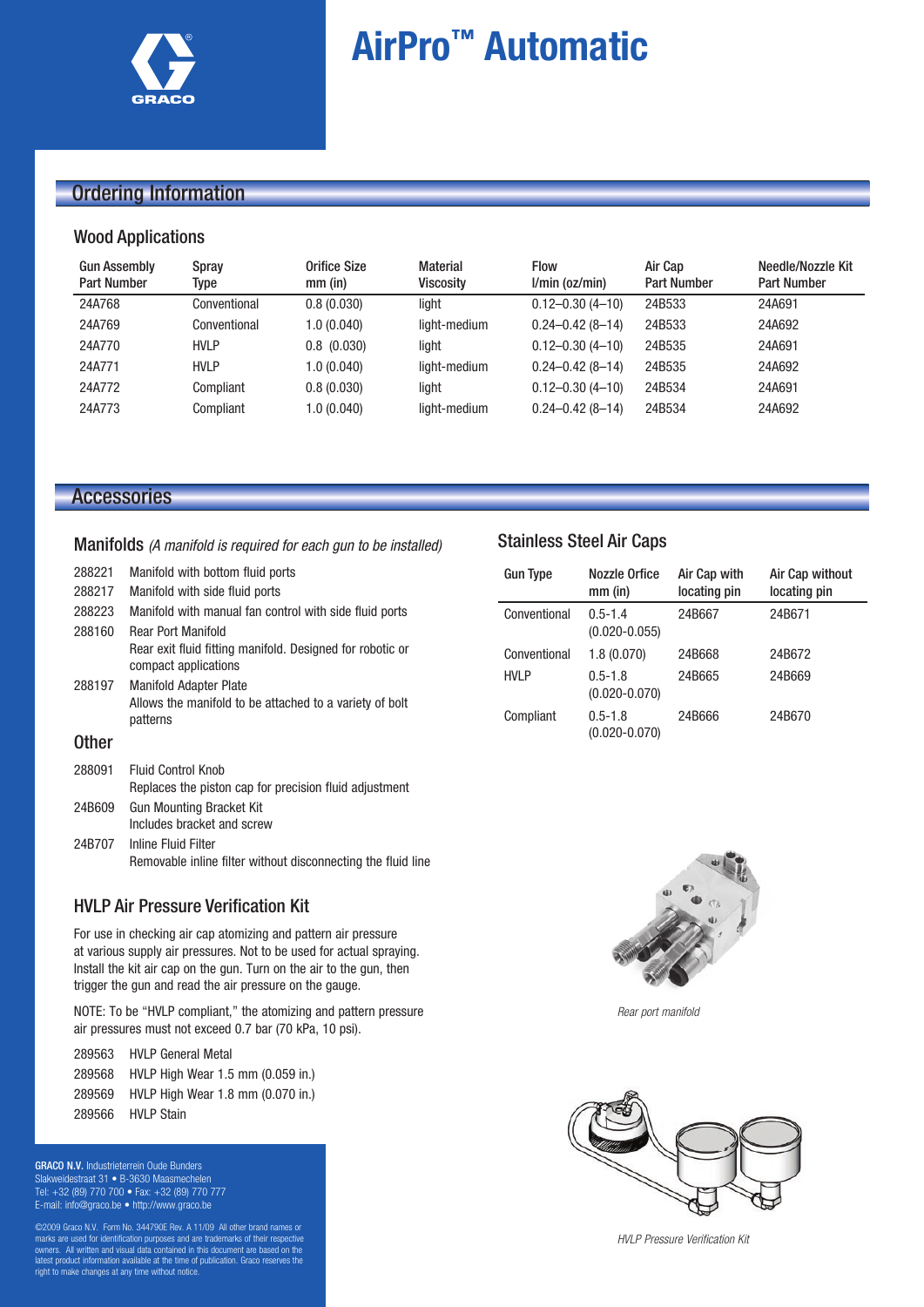# AirPro™ Automatic

## Ordering Information

### Wood Applications

| Gun Assembly Part Number | Spray Type | Orifice Size mm (in) | Material Viscosity | Flow l/min (oz/min) | Air Cap Part Number | Needle/Nozzle Kit Part Number |
|---|---|---|---|---|---|---|
| 24A768 | Conventional | 0.8 (0.030) | light | 0.12–0.30 (4–10) | 24B533 | 24A691 |
| 24A769 | Conventional | 1.0 (0.040) | light-medium | 0.24–0.42 (8–14) | 24B533 | 24A692 |
| 24A770 | HVLP | 0.8 (0.030) | light | 0.12–0.30 (4–10) | 24B535 | 24A691 |
| 24A771 | HVLP | 1.0 (0.040) | light-medium | 0.24–0.42 (8–14) | 24B535 | 24A692 |
| 24A772 | Compliant | 0.8 (0.030) | light | 0.12–0.30 (4–10) | 24B534 | 24A691 |
| 24A773 | Compliant | 1.0 (0.040) | light-medium | 0.24–0.42 (8–14) | 24B534 | 24A692 |

## Accessories

### Manifolds *(A manifold is required for each gun to be installed)*

- 288221 Manifold with bottom fluid ports
- 288217 Manifold with side fluid ports
- 288223 Manifold with manual fan control with side fluid ports
- 288160 Rear Port Manifold
  Rear exit fluid fitting manifold. Designed for robotic or compact applications
- 288197 Manifold Adapter Plate
  Allows the manifold to be attached to a variety of bolt patterns

### Other

- 288091 Fluid Control Knob
  Replaces the piston cap for precision fluid adjustment
- 24B609 Gun Mounting Bracket Kit
  Includes bracket and screw
- 24B707 Inline Fluid Filter
  Removable inline filter without disconnecting the fluid line

### HVLP Air Pressure Verification Kit

For use in checking air cap atomizing and pattern air pressure at various supply air pressures. Not to be used for actual spraying. Install the kit air cap on the gun. Turn on the air to the gun, then trigger the gun and read the air pressure on the gauge.

NOTE: To be "HVLP compliant," the atomizing and pattern pressure air pressures must not exceed 0.7 bar (70 kPa, 10 psi).

- 289563 HVLP General Metal
- 289568 HVLP High Wear 1.5 mm (0.059 in.)
- 289569 HVLP High Wear 1.8 mm (0.070 in.)
- 289566 HVLP Stain

### Stainless Steel Air Caps

| Gun Type | Nozzle Ofice mm (in) | Air Cap with locating pin | Air Cap without locating pin |
|---|---|---|---|
| Conventional | 0.5-1.4 (0.020-0.055) | 24B667 | 24B671 |
| Conventional | 1.8 (0.070) | 24B668 | 24B672 |
| HVLP | 0.5-1.8 (0.020-0.070) | 24B665 | 24B669 |
| Compliant | 0.5-1.8 (0.020-0.070) | 24B666 | 24B670 |

*Rear port manifold*

*HVLP Pressure Verification Kit*

**GRACO N.V.** Industrieterrein Oude Bunders
Slakweidestraat 31 • B-3630 Maasmechelen
Tel: +32 (89) 770 700 • Fax: +32 (89) 770 777
E-mail: info@graco.be • http://www.graco.be

©2009 Graco N.V. Form No. 344790E Rev. A 11/09 All other brand names or marks are used for identification purposes and are trademarks of their respective owners. All written and visual data contained in this document are based on the latest product information available at the time of publication. Graco reserves the right to make changes at any time without notice.